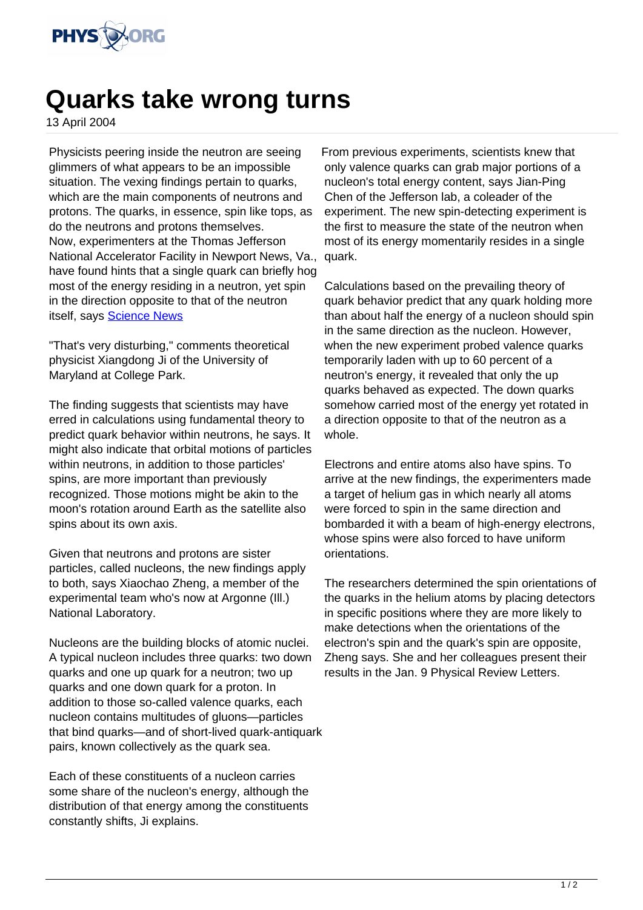# Quarks take wrong turns

13 April 2004

Physicists peering inside the neutron are seeing glimmers of what appears to be an impossible situation. The vexing findings pertain to quarks, which are the main components of neutrons and protons. The quarks, in essence, spin like tops, as do the neutrons and protons themselves. Now, experimenters at the Thomas Jefferson National Accelerator Facility in Newport News, Va., have found hints that a single quark can briefly hog most of the energy residing in a neutron, yet spin in the direction opposite to that of the neutron itself, says Science News

"That's very disturbing," comments theoretical physicist Xiangdong Ji of the University of Maryland at College Park.

The finding suggests that scientists may have erred in calculations using fundamental theory to predict quark behavior within neutrons, he says. It might also indicate that orbital motions of particles within neutrons, in addition to those particles' spins, are more important than previously recognized. Those motions might be akin to the moon's rotation around Earth as the satellite also spins about its own axis.

Given that neutrons and protons are sister particles, called nucleons, the new findings apply to both, says Xiaochao Zheng, a member of the experimental team who's now at Argonne (Ill.) National Laboratory.

Nucleons are the building blocks of atomic nuclei. A typical nucleon includes three quarks: two down quarks and one up quark for a neutron; two up quarks and one down quark for a proton. In addition to those so-called valence quarks, each nucleon contains multitudes of gluons—particles that bind quarks—and of short-lived quark-antiquark pairs, known collectively as the quark sea.

Each of these constituents of a nucleon carries some share of the nucleon's energy, although the distribution of that energy among the constituents constantly shifts, Ji explains.

From previous experiments, scientists knew that only valence quarks can grab major portions of a nucleon's total energy content, says Jian-Ping Chen of the Jefferson lab, a coleader of the experiment. The new spin-detecting experiment is the first to measure the state of the neutron when most of its energy momentarily resides in a single quark.

Calculations based on the prevailing theory of quark behavior predict that any quark holding more than about half the energy of a nucleon should spin in the same direction as the nucleon. However, when the new experiment probed valence quarks temporarily laden with up to 60 percent of a neutron's energy, it revealed that only the up quarks behaved as expected. The down quarks somehow carried most of the energy yet rotated in a direction opposite to that of the neutron as a whole.

Electrons and entire atoms also have spins. To arrive at the new findings, the experimenters made a target of helium gas in which nearly all atoms were forced to spin in the same direction and bombarded it with a beam of high-energy electrons, whose spins were also forced to have uniform orientations.

The researchers determined the spin orientations of the quarks in the helium atoms by placing detectors in specific positions where they are more likely to make detections when the orientations of the electron's spin and the quark's spin are opposite, Zheng says. She and her colleagues present their results in the Jan. 9 Physical Review Letters.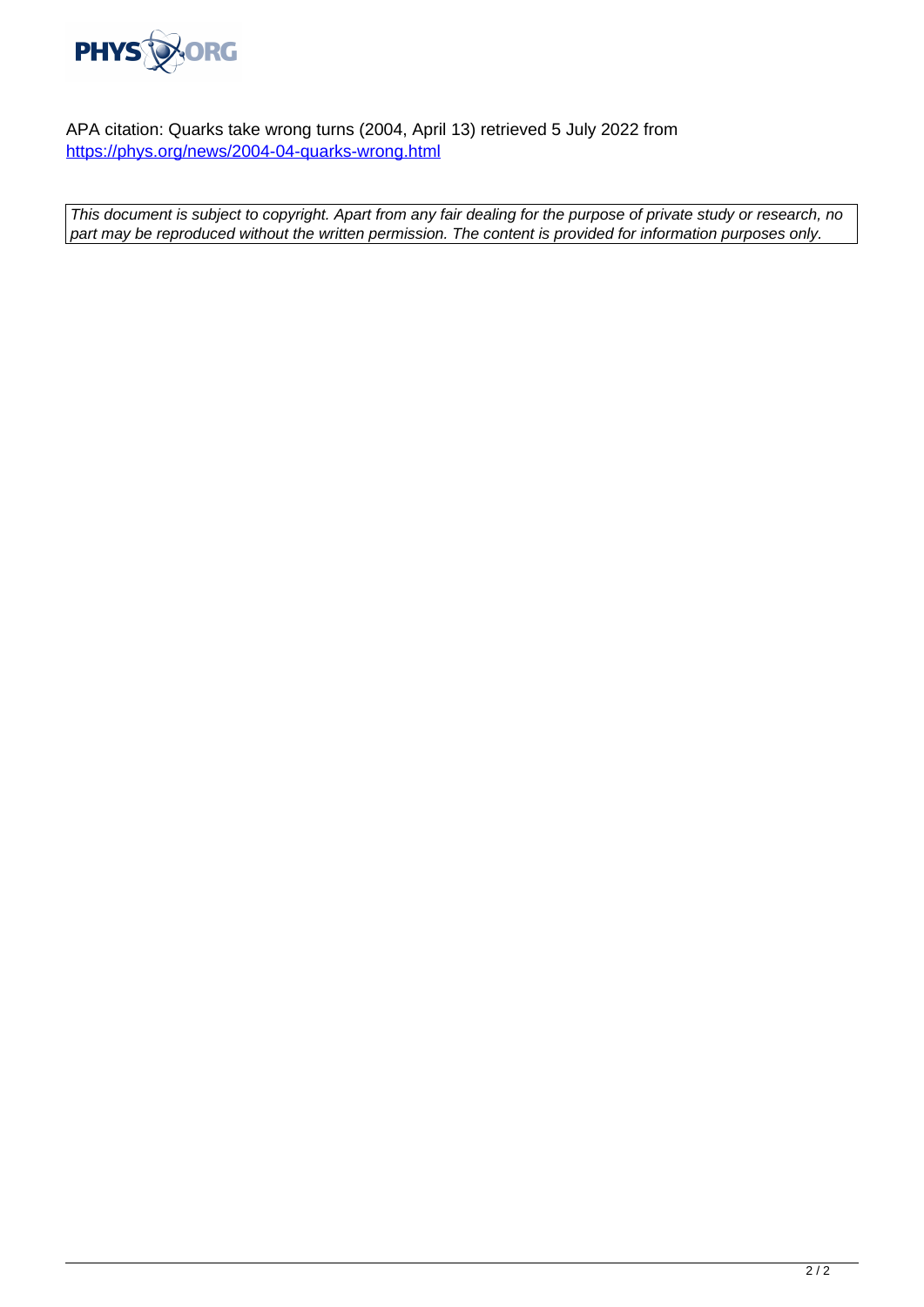APA citation: Quarks take wrong turns (2004, April 13) retrieved 5 July 2022 from https://phys.org/news/2004-04-quarks-wrong.html

*This document is subject to copyright. Apart from any fair dealing for the purpose of private study or research, no part may be reproduced without the written permission. The content is provided for information purposes only.*